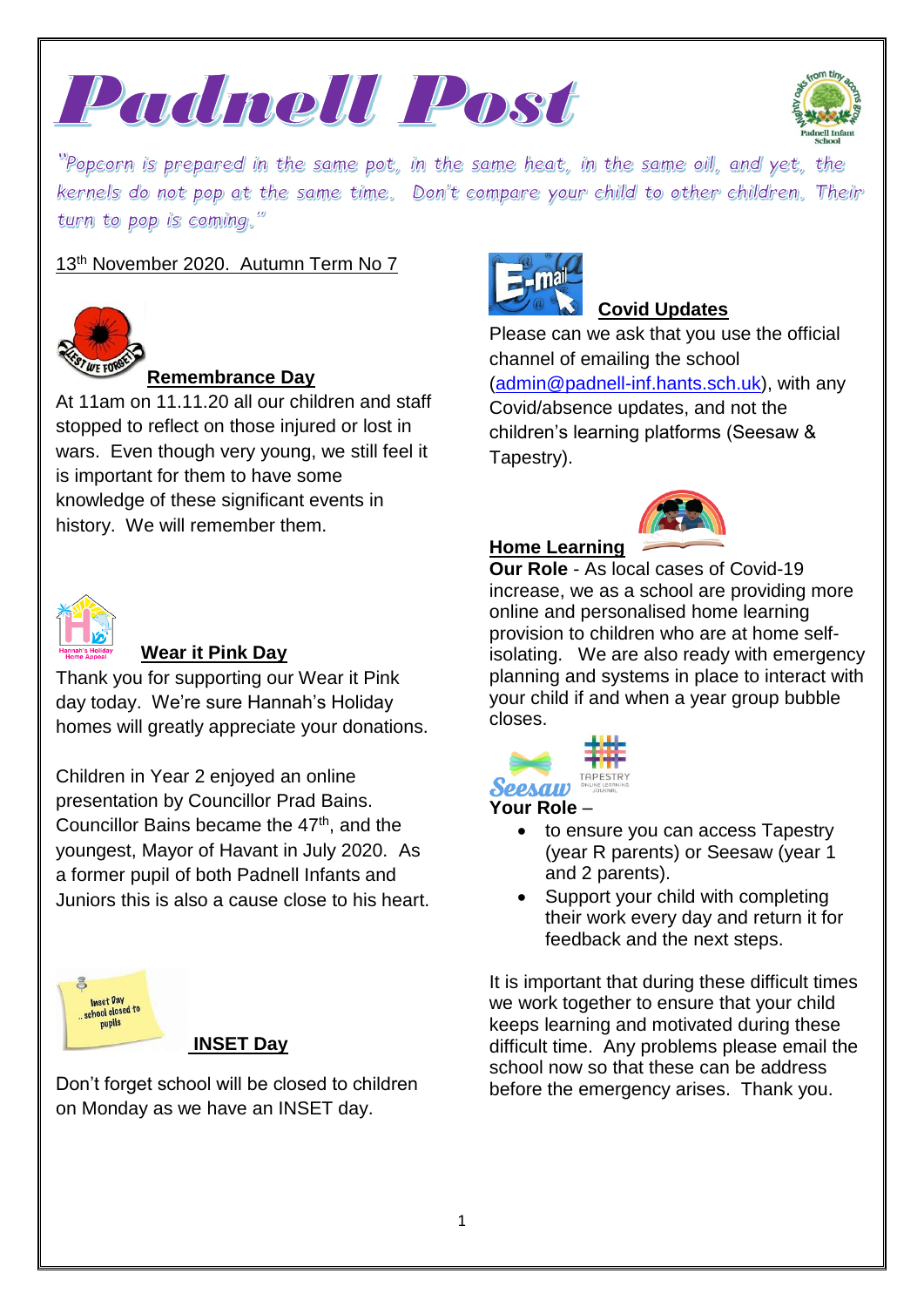# Padnell Post

*"Popcorn is prepared in the same pot, in the same heat, in the same oil, and yet, the kernels do not pop at the same time. Don't compare your child to other children. Their turn to pop is coming."*

13th November 2020. Autumn Term No 7

## Remembrance Day

At 11am on 11.11.20 all our children and staff stopped to reflect on those injured or lost in wars. Even though very young, we still feel it is important for them to have some knowledge of these significant events in history. We will remember them.

## Wear it Pink Day

Thank you for supporting our Wear it Pink day today. We're sure Hannah's Holiday homes will greatly appreciate your donations.

Children in Year 2 enjoyed an online presentation by Councillor Prad Bains. Councillor Bains became the 47th, and the youngest, Mayor of Havant in July 2020. As a former pupil of both Padnell Infants and Juniors this is also a cause close to his heart.

## INSET Day

Don't forget school will be closed to children on Monday as we have an INSET day.

## Covid Updates

Please can we ask that you use the official channel of emailing the school (admin@padnell-inf.hants.sch.uk), with any Covid/absence updates, and not the children's learning platforms (Seesaw & Tapestry).

## Home Learning

**Our Role** - As local cases of Covid-19 increase, we as a school are providing more online and personalised home learning provision to children who are at home self-isolating. We are also ready with emergency planning and systems in place to interact with your child if and when a year group bubble closes.

**Your Role** –

- to ensure you can access Tapestry (year R parents) or Seesaw (year 1 and 2 parents).
- Support your child with completing their work every day and return it for feedback and the next steps.

It is important that during these difficult times we work together to ensure that your child keeps learning and motivated during these difficult time. Any problems please email the school now so that these can be address before the emergency arises. Thank you.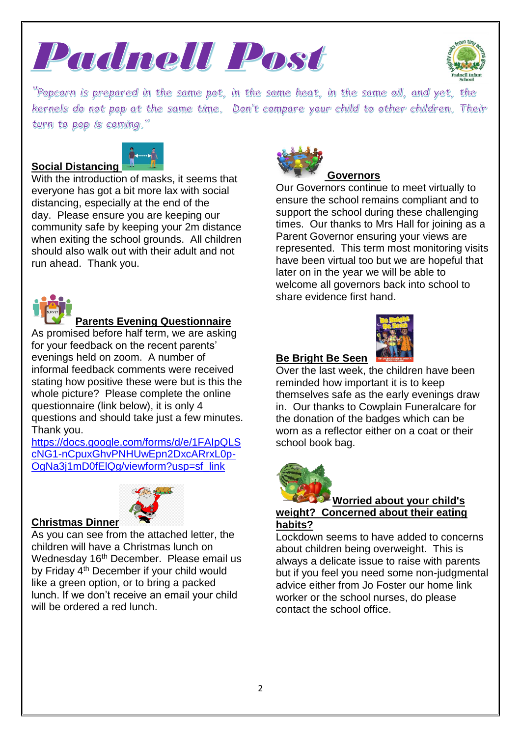# Padnell Post

*"Popcorn is prepared in the same pot, in the same heat, in the same oil, and yet, the kernels do not pop at the same time. Don't compare your child to other children. Their turn to pop is coming."*

## Social Distancing

With the introduction of masks, it seems that everyone has got a bit more lax with social distancing, especially at the end of the day. Please ensure you are keeping our community safe by keeping your 2m distance when exiting the school grounds. All children should also walk out with their adult and not run ahead. Thank you.

## Parents Evening Questionnaire

As promised before half term, we are asking for your feedback on the recent parents' evenings held on zoom. A number of informal feedback comments were received stating how positive these were but is this the whole picture? Please complete the online questionnaire (link below), it is only 4 questions and should take just a few minutes. Thank you.

https://docs.google.com/forms/d/e/1FAIpQLScNG1-nCpuxGhvPNHUwEpn2DxcARrxL0p-OgNa3j1mD0fElQg/viewform?usp=sf_link

## Christmas Dinner

As you can see from the attached letter, the children will have a Christmas lunch on Wednesday 16th December. Please email us by Friday 4th December if your child would like a green option, or to bring a packed lunch. If we don't receive an email your child will be ordered a red lunch.

## Governors

Our Governors continue to meet virtually to ensure the school remains compliant and to support the school during these challenging times. Our thanks to Mrs Hall for joining as a Parent Governor ensuring your views are represented. This term most monitoring visits have been virtual too but we are hopeful that later on in the year we will be able to welcome all governors back into school to share evidence first hand.

## Be Bright Be Seen

Over the last week, the children have been reminded how important it is to keep themselves safe as the early evenings draw in. Our thanks to Cowplain Funeralcare for the donation of the badges which can be worn as a reflector either on a coat or their school book bag.

## Worried about your child's weight? Concerned about their eating habits?

Lockdown seems to have added to concerns about children being overweight. This is always a delicate issue to raise with parents but if you feel you need some non-judgmental advice either from Jo Foster our home link worker or the school nurses, do please contact the school office.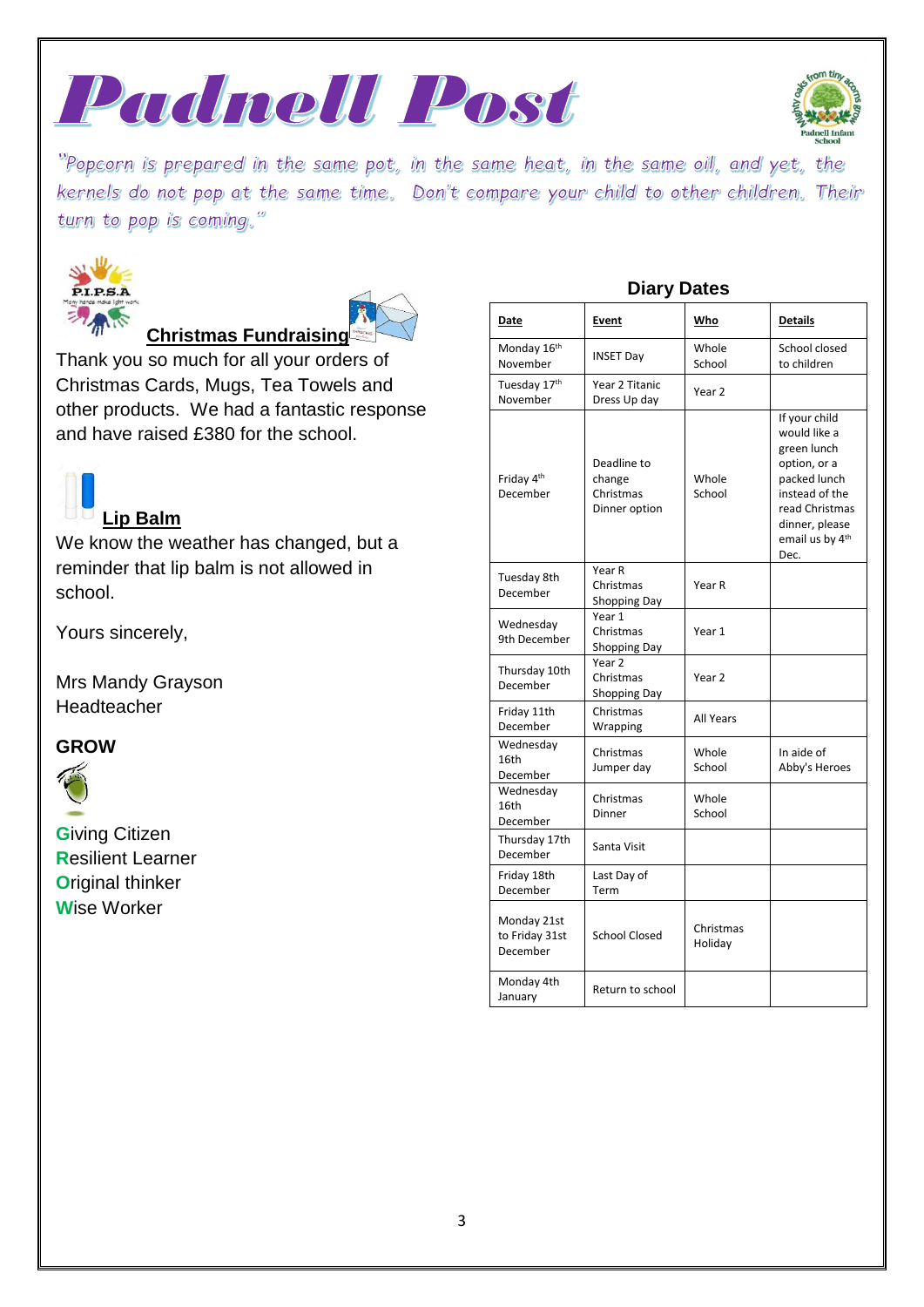# Padnell Post

*"Popcorn is prepared in the same pot, in the same heat, in the same oil, and yet, the kernels do not pop at the same time. Don't compare your child to other children. Their turn to pop is coming."*

## Christmas Fundraising

Thank you so much for all your orders of Christmas Cards, Mugs, Tea Towels and other products. We had a fantastic response and have raised £380 for the school.

## Lip Balm

We know the weather has changed, but a reminder that lip balm is not allowed in school.

Yours sincerely,

Mrs Mandy Grayson
Headteacher

## GROW

**G**iving Citizen
**R**esilient Learner
**O**riginal thinker
**W**ise Worker

## Diary Dates

| Date | Event | Who | Details |
|---|---|---|---|
| Monday 16th November | INSET Day | Whole School | School closed to children |
| Tuesday 17th November | Year 2 Titanic Dress Up day | Year 2 | |
| Friday 4th December | Deadline to change Christmas Dinner option | Whole School | If your child would like a green lunch option, or a packed lunch instead of the read Christmas dinner, please email us by 4th Dec. |
| Tuesday 8th December | Year R Christmas Shopping Day | Year R | |
| Wednesday 9th December | Year 1 Christmas Shopping Day | Year 1 | |
| Thursday 10th December | Year 2 Christmas Shopping Day | Year 2 | |
| Friday 11th December | Christmas Wrapping | All Years | |
| Wednesday 16th December | Christmas Jumper day | Whole School | In aide of Abby's Heroes |
| Wednesday 16th December | Christmas Dinner | Whole School | |
| Thursday 17th December | Santa Visit | | |
| Friday 18th December | Last Day of Term | | |
| Monday 21st to Friday 31st December | School Closed | Christmas Holiday | |
| Monday 4th January | Return to school | | |